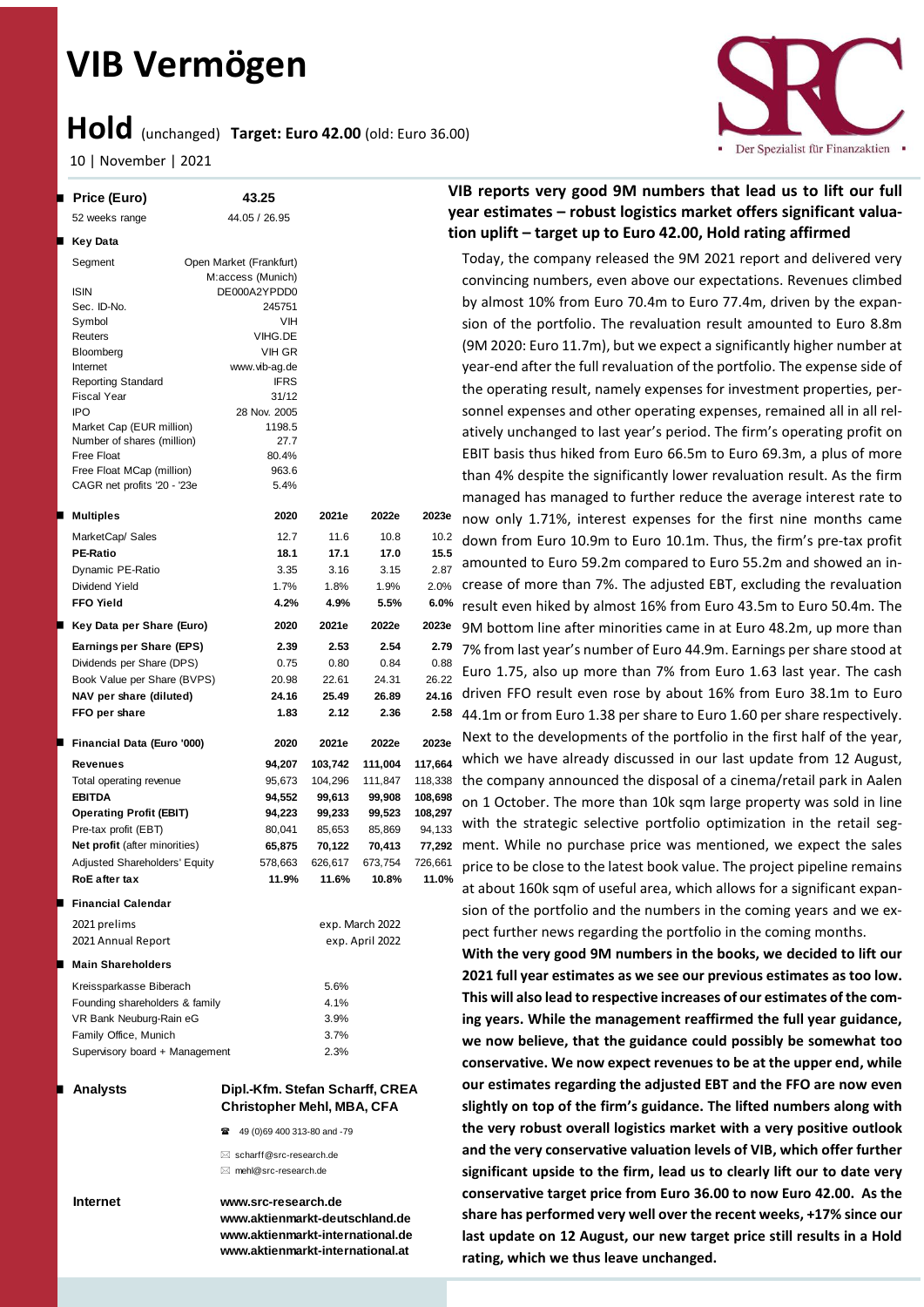# VIB Vermögen

## Hold (unchanged) Target: Euro 42.00 (old: Euro 36.00)

10 | November | 2021

| Price (Euro) | 43.25 |
|---|---|
| 52 weeks range | 44.05 / 26.95 |

**Key Data**

| | |
|---|---|
| Segment | Open Market (Frankfurt) M:access (Munich) |
| ISIN | DE000A2YPDD0 |
| Sec. ID-No. | 245751 |
| Symbol | VIH |
| Reuters | VIHG.DE |
| Bloomberg | VIH GR |
| Internet | www.vib-ag.de |
| Reporting Standard | IFRS |
| Fiscal Year | 31/12 |
| IPO | 28 Nov. 2005 |
| Market Cap (EUR million) | 1198.5 |
| Number of shares (million) | 27.7 |
| Free Float | 80.4% |
| Free Float MCap (million) | 963.6 |
| CAGR net profits '20 - '23e | 5.4% |

| Multiples | 2020 | 2021e | 2022e | 2023e |
|---|---|---|---|---|
| MarketCap/ Sales | 12.7 | 11.6 | 10.8 | 10.2 |
| **PE-Ratio** | **18.1** | **17.1** | **17.0** | **15.5** |
| Dynamic PE-Ratio | 3.35 | 3.16 | 3.15 | 2.87 |
| Dividend Yield | 1.7% | 1.8% | 1.9% | 2.0% |
| **FFO Yield** | **4.2%** | **4.9%** | **5.5%** | **6.0%** |

| Key Data per Share (Euro) | 2020 | 2021e | 2022e | 2023e |
|---|---|---|---|---|
| **Earnings per Share (EPS)** | **2.39** | **2.53** | **2.54** | **2.79** |
| Dividends per Share (DPS) | 0.75 | 0.80 | 0.84 | 0.88 |
| Book Value per Share (BVPS) | 20.98 | 22.61 | 24.31 | 26.22 |
| **NAV per share (diluted)** | **24.16** | **25.49** | **26.89** | **24.16** |
| **FFO per share** | **1.83** | **2.12** | **2.36** | **2.58** |

| Financial Data (Euro '000) | 2020 | 2021e | 2022e | 2023e |
|---|---|---|---|---|
| **Revenues** | **94,207** | **103,742** | **111,004** | **117,664** |
| Total operating revenue | 95,673 | 104,296 | 111,847 | 118,338 |
| **EBITDA** | **94,552** | **99,613** | **99,908** | **108,698** |
| **Operating Profit (EBIT)** | **94,223** | **99,233** | **99,523** | **108,297** |
| Pre-tax profit (EBT) | 80,041 | 85,653 | 85,869 | 94,133 |
| **Net profit** (after minorities) | **65,875** | **70,122** | **70,413** | **77,292** |
| Adjusted Shareholders' Equity | 578,663 | 626,617 | 673,754 | 726,661 |
| **RoE after tax** | **11.9%** | **11.6%** | **10.8%** | **11.0%** |

**Financial Calendar**

| | |
|---|---|
| 2021 prelims | exp. March 2022 |
| 2021 Annual Report | exp. April 2022 |

**Main Shareholders**

| | |
|---|---|
| Kreissparkasse Biberach | 5.6% |
| Founding shareholders & family | 4.1% |
| VR Bank Neuburg-Rain eG | 3.9% |
| Family Office, Munich | 3.7% |
| Supervisory board + Management | 2.3% |

**Analysts**

**Dipl.-Kfm. Stefan Scharff, CREA**
**Christopher Mehl, MBA, CFA**

49 (0)69 400 313-80 and -79

scharff@src-research.de
mehl@src-research.de

**Internet**

**www.src-research.de**
**www.aktienmarkt-deutschland.de**
**www.aktienmarkt-international.de**
**www.aktienmarkt-international.at**

### VIB reports very good 9M numbers that lead us to lift our full year estimates – robust logistics market offers significant valuation uplift – target up to Euro 42.00, Hold rating affirmed

Today, the company released the 9M 2021 report and delivered very convincing numbers, even above our expectations. Revenues climbed by almost 10% from Euro 70.4m to Euro 77.4m, driven by the expansion of the portfolio. The revaluation result amounted to Euro 8.8m (9M 2020: Euro 11.7m), but we expect a significantly higher number at year-end after the full revaluation of the portfolio. The expense side of the operating result, namely expenses for investment properties, personnel expenses and other operating expenses, remained all in all relatively unchanged to last year's period. The firm's operating profit on EBIT basis thus hiked from Euro 66.5m to Euro 69.3m, a plus of more than 4% despite the significantly lower revaluation result. As the firm managed has managed to further reduce the average interest rate to now only 1.71%, interest expenses for the first nine months came down from Euro 10.9m to Euro 10.1m. Thus, the firm's pre-tax profit amounted to Euro 59.2m compared to Euro 55.2m and showed an increase of more than 7%. The adjusted EBT, excluding the revaluation result even hiked by almost 16% from Euro 43.5m to Euro 50.4m. The 9M bottom line after minorities came in at Euro 48.2m, up more than 7% from last year's number of Euro 44.9m. Earnings per share stood at Euro 1.75, also up more than 7% from Euro 1.63 last year. The cash driven FFO result even rose by about 16% from Euro 38.1m to Euro 44.1m or from Euro 1.38 per share to Euro 1.60 per share respectively. Next to the developments of the portfolio in the first half of the year, which we have already discussed in our last update from 12 August, the company announced the disposal of a cinema/retail park in Aalen on 1 October. The more than 10k sqm large property was sold in line with the strategic selective portfolio optimization in the retail segment. While no purchase price was mentioned, we expect the sales price to be close to the latest book value. The project pipeline remains at about 160k sqm of useful area, which allows for a significant expansion of the portfolio and the numbers in the coming years and we expect further news regarding the portfolio in the coming months.

**With the very good 9M numbers in the books, we decided to lift our 2021 full year estimates as we see our previous estimates as too low. This will also lead to respective increases of our estimates of the coming years. While the management reaffirmed the full year guidance, we now believe, that the guidance could possibly be somewhat too conservative. We now expect revenues to be at the upper end, while our estimates regarding the adjusted EBT and the FFO are now even slightly on top of the firm's guidance. The lifted numbers along with the very robust overall logistics market with a very positive outlook and the very conservative valuation levels of VIB, which offer further significant upside to the firm, lead us to clearly lift our to date very conservative target price from Euro 36.00 to now Euro 42.00. As the share has performed very well over the recent weeks, +17% since our last update on 12 August, our new target price still results in a Hold rating, which we thus leave unchanged.**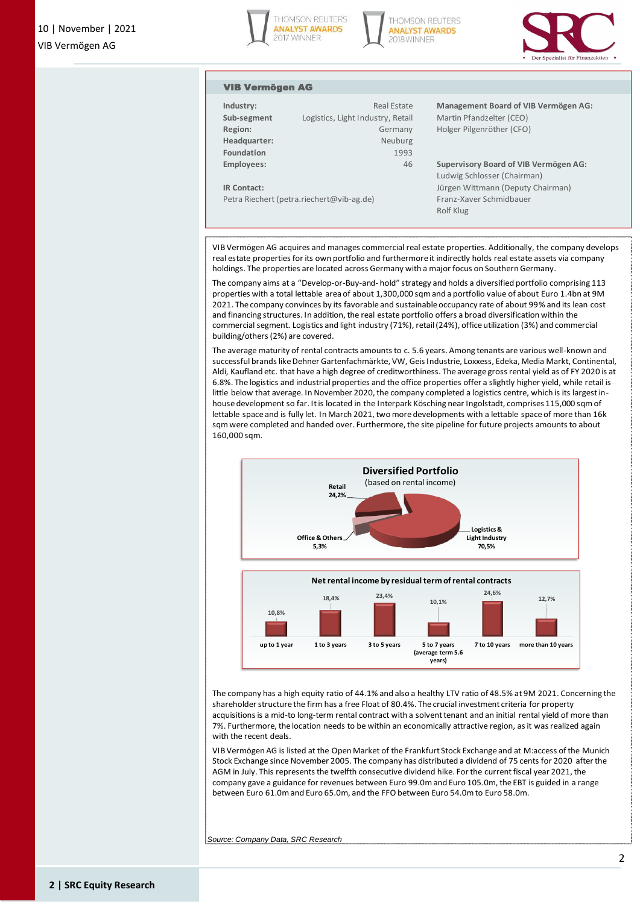## VIB Vermögen AG

| | |
|---|---|
| **Industry:** | Real Estate |
| **Sub-segment** | Logistics, Light Industry, Retail |
| **Region:** | Germany |
| **Headquarter:** | Neuburg |
| **Foundation** | 1993 |
| **Employees:** | 46 |

**IR Contact:**
Petra Riechert (petra.riechert@vib-ag.de)

**Management Board of VIB Vermögen AG:**
Martin Pfandzelter (CEO)
Holger Pilgenröther (CFO)

**Supervisory Board of VIB Vermögen AG:**
Ludwig Schlosser (Chairman)
Jürgen Wittmann (Deputy Chairman)
Franz-Xaver Schmidbauer
Rolf Klug

VIB Vermögen AG acquires and manages commercial real estate properties. Additionally, the company develops real estate properties for its own portfolio and furthermore it indirectly holds real estate assets via company holdings. The properties are located across Germany with a major focus on Southern Germany.

The company aims at a "Develop-or-Buy-and- hold" strategy and holds a diversified portfolio comprising 113 properties with a total lettable area of about 1,300,000 sqm and a portfolio value of about Euro 1.4bn at 9M 2021. The company convinces by its favorable and sustainable occupancy rate of about 99% and its lean cost and financing structures. In addition, the real estate portfolio offers a broad diversification within the commercial segment. Logistics and light industry (71%), retail (24%), office utilization (3%) and commercial building/others (2%) are covered.

The average maturity of rental contracts amounts to c. 5.6 years. Among tenants are various well-known and successful brands like Dehner Gartenfachmärkte, VW, Geis Industrie, Loxxess, Edeka, Media Markt, Continental, Aldi, Kaufland etc. that have a high degree of creditworthiness. The average gross rental yield as of FY 2020 is at 6.8%. The logistics and industrial properties and the office properties offer a slightly higher yield, while retail is little below that average. In November 2020, the company completed a logistics centre, which is its largest in-house development so far. It is located in the Interpark Kösching near Ingolstadt, comprises 115,000 sqm of lettable space and is fully let. In March 2021, two more developments with a lettable space of more than 16k sqm were completed and handed over. Furthermore, the site pipeline for future projects amounts to about 160,000 sqm.

**Diversified Portfolio**
(based on rental income)

| Segment | Share |
|---|---|
| Logistics & Light Industry | 70,5% |
| Retail | 24,2% |
| Office & Others | 5,3% |

**Net rental income by residual term of rental contracts**

| Residual term | Share |
|---|---|
| up to 1 year | 10,8% |
| 1 to 3 years | 18,4% |
| 3 to 5 years | 23,4% |
| 5 to 7 years (average term 5.6 years) | 10,1% |
| 7 to 10 years | 24,6% |
| more than 10 years | 12,7% |

The company has a high equity ratio of 44.1% and also a healthy LTV ratio of 48.5% at 9M 2021. Concerning the shareholder structure the firm has a free Float of 80.4%. The crucial investment criteria for property acquisitions is a mid-to long-term rental contract with a solvent tenant and an initial rental yield of more than 7%. Furthermore, the location needs to be within an economically attractive region, as it was realized again with the recent deals.

VIB Vermögen AG is listed at the Open Market of the Frankfurt Stock Exchange and at M:access of the Munich Stock Exchange since November 2005. The company has distributed a dividend of 75 cents for 2020 after the AGM in July. This represents the twelfth consecutive dividend hike. For the current fiscal year 2021, the company gave a guidance for revenues between Euro 99.0m and Euro 105.0m, the EBT is guided in a range between Euro 61.0m and Euro 65.0m, and the FFO between Euro 54.0m to Euro 58.0m.

*Source: Company Data, SRC Research*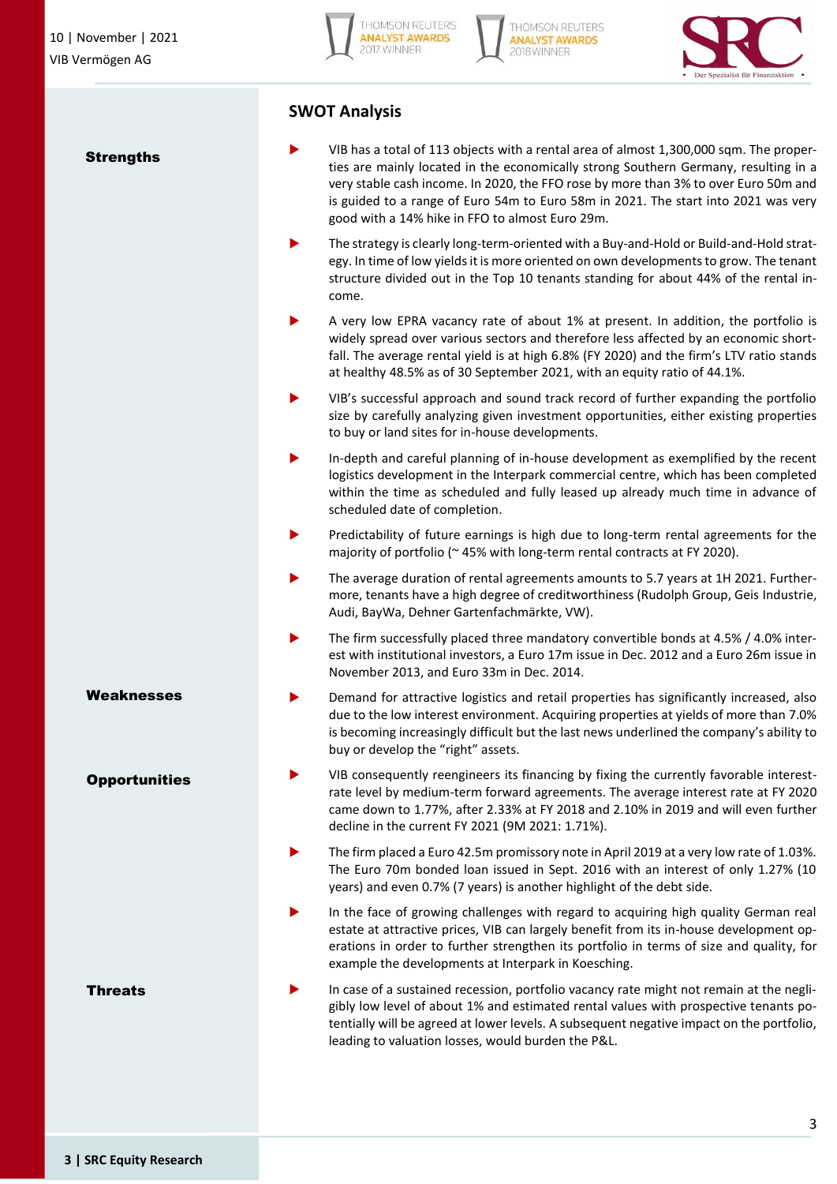## SWOT Analysis

### Strengths

- VIB has a total of 113 objects with a rental area of almost 1,300,000 sqm. The properties are mainly located in the economically strong Southern Germany, resulting in a very stable cash income. In 2020, the FFO rose by more than 3% to over Euro 50m and is guided to a range of Euro 54m to Euro 58m in 2021. The start into 2021 was very good with a 14% hike in FFO to almost Euro 29m.
- The strategy is clearly long-term-oriented with a Buy-and-Hold or Build-and-Hold strategy. In time of low yields it is more oriented on own developments to grow. The tenant structure divided out in the Top 10 tenants standing for about 44% of the rental income.
- A very low EPRA vacancy rate of about 1% at present. In addition, the portfolio is widely spread over various sectors and therefore less affected by an economic shortfall. The average rental yield is at high 6.8% (FY 2020) and the firm's LTV ratio stands at healthy 48.5% as of 30 September 2021, with an equity ratio of 44.1%.
- VIB's successful approach and sound track record of further expanding the portfolio size by carefully analyzing given investment opportunities, either existing properties to buy or land sites for in-house developments.
- In-depth and careful planning of in-house development as exemplified by the recent logistics development in the Interpark commercial centre, which has been completed within the time as scheduled and fully leased up already much time in advance of scheduled date of completion.
- Predictability of future earnings is high due to long-term rental agreements for the majority of portfolio (~ 45% with long-term rental contracts at FY 2020).
- The average duration of rental agreements amounts to 5.7 years at 1H 2021. Furthermore, tenants have a high degree of creditworthiness (Rudolph Group, Geis Industrie, Audi, BayWa, Dehner Gartenfachmärkte, VW).
- The firm successfully placed three mandatory convertible bonds at 4.5% / 4.0% interest with institutional investors, a Euro 17m issue in Dec. 2012 and a Euro 26m issue in November 2013, and Euro 33m in Dec. 2014.

### Weaknesses

- Demand for attractive logistics and retail properties has significantly increased, also due to the low interest environment. Acquiring properties at yields of more than 7.0% is becoming increasingly difficult but the last news underlined the company's ability to buy or develop the "right" assets.

### Opportunities

- VIB consequently reengineers its financing by fixing the currently favorable interest-rate level by medium-term forward agreements. The average interest rate at FY 2020 came down to 1.77%, after 2.33% at FY 2018 and 2.10% in 2019 and will even further decline in the current FY 2021 (9M 2021: 1.71%).
- The firm placed a Euro 42.5m promissory note in April 2019 at a very low rate of 1.03%. The Euro 70m bonded loan issued in Sept. 2016 with an interest of only 1.27% (10 years) and even 0.7% (7 years) is another highlight of the debt side.
- In the face of growing challenges with regard to acquiring high quality German real estate at attractive prices, VIB can largely benefit from its in-house development operations in order to further strengthen its portfolio in terms of size and quality, for example the developments at Interpark in Koesching.

### Threats

- In case of a sustained recession, portfolio vacancy rate might not remain at the negligibly low level of about 1% and estimated rental values with prospective tenants potentially will be agreed at lower levels. A subsequent negative impact on the portfolio, leading to valuation losses, would burden the P&L.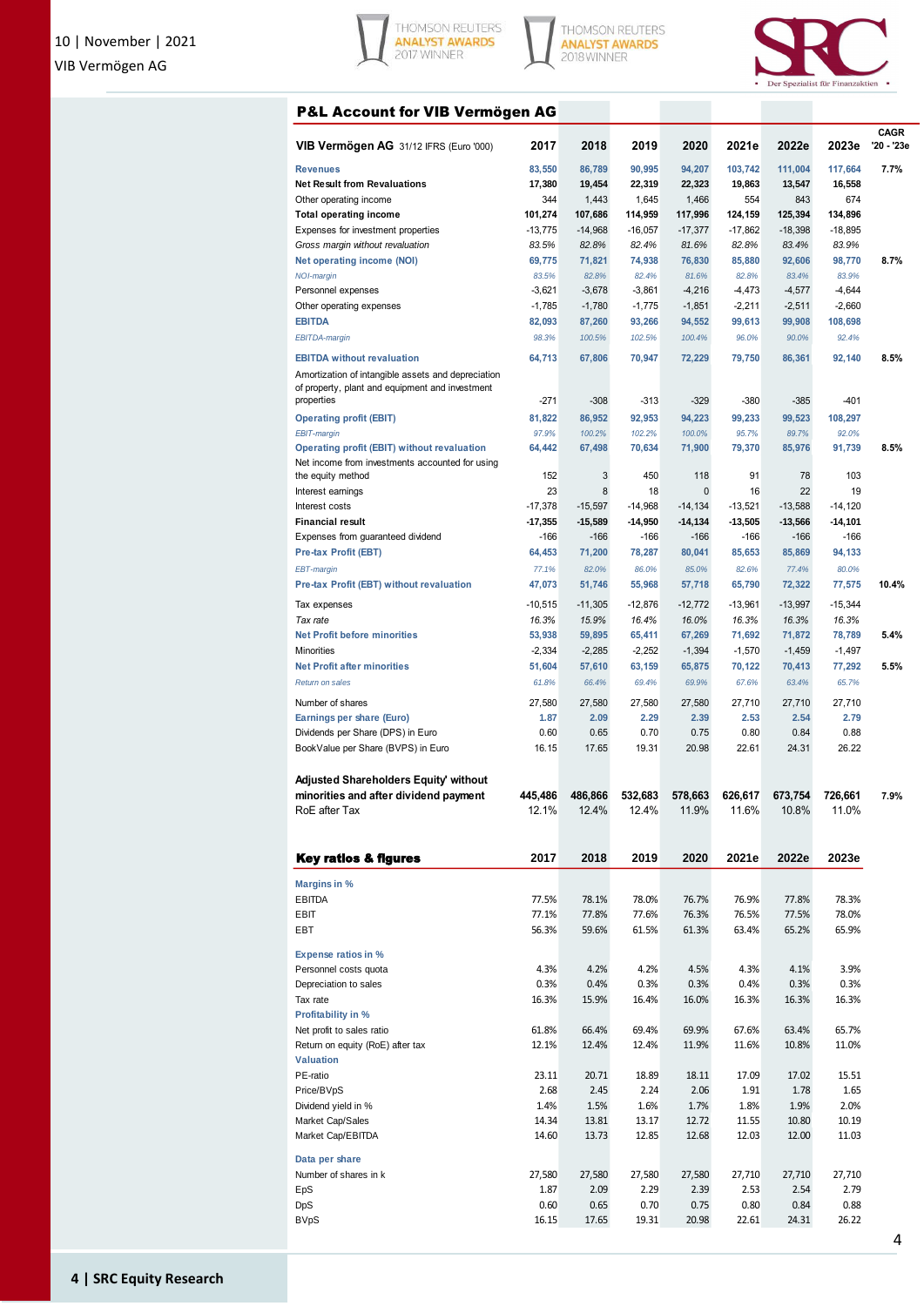## P&L Account for VIB Vermögen AG

| VIB Vermögen AG 31/12 IFRS (Euro '000) | 2017 | 2018 | 2019 | 2020 | 2021e | 2022e | 2023e | CAGR '20 - '23e |
|---|---|---|---|---|---|---|---|---|
| Revenues | 83,550 | 86,789 | 90,995 | 94,207 | 103,742 | 111,004 | 117,664 | 7.7% |
| Net Result from Revaluations | 17,380 | 19,454 | 22,319 | 22,323 | 19,863 | 13,547 | 16,558 | |
| Other operating income | 344 | 1,443 | 1,645 | 1,466 | 554 | 843 | 674 | |
| Total operating income | 101,274 | 107,686 | 114,959 | 117,996 | 124,159 | 125,394 | 134,896 | |
| Expenses for investment properties | -13,775 | -14,968 | -16,057 | -17,377 | -17,862 | -18,398 | -18,895 | |
| *Gross margin without revaluation* | *83.5%* | *82.8%* | *82.4%* | *81.6%* | *82.8%* | *83.4%* | *83.9%* | |
| Net operating income (NOI) | 69,775 | 71,821 | 74,938 | 76,830 | 85,880 | 92,606 | 98,770 | 8.7% |
| *NOI-margin* | *83.5%* | *82.8%* | *82.4%* | *81.6%* | *82.8%* | *83.4%* | *83.9%* | |
| Personnel expenses | -3,621 | -3,678 | -3,861 | -4,216 | -4,473 | -4,577 | -4,644 | |
| Other operating expenses | -1,785 | -1,780 | -1,775 | -1,851 | -2,211 | -2,511 | -2,660 | |
| EBITDA | 82,093 | 87,260 | 93,266 | 94,552 | 99,613 | 99,908 | 108,698 | |
| *EBITDA-margin* | *98.3%* | *100.5%* | *102.5%* | *100.4%* | *96.0%* | *90.0%* | *92.4%* | |
| EBITDA without revaluation | 64,713 | 67,806 | 70,947 | 72,229 | 79,750 | 86,361 | 92,140 | 8.5% |
| Amortization of intangible assets and depreciation of property, plant and equipment and investment properties | -271 | -308 | -313 | -329 | -380 | -385 | -401 | |
| Operating profit (EBIT) | 81,822 | 86,952 | 92,953 | 94,223 | 99,233 | 99,523 | 108,297 | |
| *EBIT-margin* | *97.9%* | *100.2%* | *102.2%* | *100.0%* | *95.7%* | *89.7%* | *92.0%* | |
| Operating profit (EBIT) without revaluation | 64,442 | 67,498 | 70,634 | 71,900 | 79,370 | 85,976 | 91,739 | 8.5% |
| Net income from investments accounted for using the equity method | 152 | 3 | 450 | 118 | 91 | 78 | 103 | |
| Interest earnings | 23 | 8 | 18 | 0 | 16 | 22 | 19 | |
| Interest costs | -17,378 | -15,597 | -14,968 | -14,134 | -13,521 | -13,588 | -14,120 | |
| Financial result | -17,355 | -15,589 | -14,950 | -14,134 | -13,505 | -13,566 | -14,101 | |
| Expenses from guaranteed dividend | -166 | -166 | -166 | -166 | -166 | -166 | -166 | |
| Pre-tax Profit (EBT) | 64,453 | 71,200 | 78,287 | 80,041 | 85,653 | 85,869 | 94,133 | |
| *EBT-margin* | *77.1%* | *82.0%* | *86.0%* | *85.0%* | *82.6%* | *77.4%* | *80.0%* | |
| Pre-tax Profit (EBT) without revaluation | 47,073 | 51,746 | 55,968 | 57,718 | 65,790 | 72,322 | 77,575 | 10.4% |
| Tax expenses | -10,515 | -11,305 | -12,876 | -12,772 | -13,961 | -13,997 | -15,344 | |
| *Tax rate* | *16.3%* | *15.9%* | *16.4%* | *16.0%* | *16.3%* | *16.3%* | *16.3%* | |
| Net Profit before minorities | 53,938 | 59,895 | 65,411 | 67,269 | 71,692 | 71,872 | 78,789 | 5.4% |
| Minorities | -2,334 | -2,285 | -2,252 | -1,394 | -1,570 | -1,459 | -1,497 | |
| Net Profit after minorities | 51,604 | 57,610 | 63,159 | 65,875 | 70,122 | 70,413 | 77,292 | 5.5% |
| *Return on sales* | *61.8%* | *66.4%* | *69.4%* | *69.9%* | *67.6%* | *63.4%* | *65.7%* | |
| Number of shares | 27,580 | 27,580 | 27,580 | 27,580 | 27,710 | 27,710 | 27,710 | |
| Earnings per share (Euro) | 1.87 | 2.09 | 2.29 | 2.39 | 2.53 | 2.54 | 2.79 | |
| Dividends per Share (DPS) in Euro | 0.60 | 0.65 | 0.70 | 0.75 | 0.80 | 0.84 | 0.88 | |
| BookValue per Share (BVPS) in Euro | 16.15 | 17.65 | 19.31 | 20.98 | 22.61 | 24.31 | 26.22 | |
| Adjusted Shareholders Equity' without minorities and after dividend payment | 445,486 | 486,866 | 532,683 | 578,663 | 626,617 | 673,754 | 726,661 | 7.9% |
| RoE after Tax | 12.1% | 12.4% | 12.4% | 11.9% | 11.6% | 10.8% | 11.0% | |

## Key ratios & figures

| | 2017 | 2018 | 2019 | 2020 | 2021e | 2022e | 2023e |
|---|---|---|---|---|---|---|---|
| **Margins in %** | | | | | | | |
| EBITDA | 77.5% | 78.1% | 78.0% | 76.7% | 76.9% | 77.8% | 78.3% |
| EBIT | 77.1% | 77.8% | 77.6% | 76.3% | 76.5% | 77.5% | 78.0% |
| EBT | 56.3% | 59.6% | 61.5% | 61.3% | 63.4% | 65.2% | 65.9% |
| **Expense ratios in %** | | | | | | | |
| Personnel costs quota | 4.3% | 4.2% | 4.2% | 4.5% | 4.3% | 4.1% | 3.9% |
| Depreciation to sales | 0.3% | 0.4% | 0.3% | 0.3% | 0.4% | 0.3% | 0.3% |
| Tax rate | 16.3% | 15.9% | 16.4% | 16.0% | 16.3% | 16.3% | 16.3% |
| **Profitability in %** | | | | | | | |
| Net profit to sales ratio | 61.8% | 66.4% | 69.4% | 69.9% | 67.6% | 63.4% | 65.7% |
| Return on equity (RoE) after tax | 12.1% | 12.4% | 12.4% | 11.9% | 11.6% | 10.8% | 11.0% |
| **Valuation** | | | | | | | |
| PE-ratio | 23.11 | 20.71 | 18.89 | 18.11 | 17.09 | 17.02 | 15.51 |
| Price/BVpS | 2.68 | 2.45 | 2.24 | 2.06 | 1.91 | 1.78 | 1.65 |
| Dividend yield in % | 1.4% | 1.5% | 1.6% | 1.7% | 1.8% | 1.9% | 2.0% |
| Market Cap/Sales | 14.34 | 13.81 | 13.17 | 12.72 | 11.55 | 10.80 | 10.19 |
| Market Cap/EBITDA | 14.60 | 13.73 | 12.85 | 12.68 | 12.03 | 12.00 | 11.03 |
| **Data per share** | | | | | | | |
| Number of shares in k | 27,580 | 27,580 | 27,580 | 27,580 | 27,710 | 27,710 | 27,710 |
| EpS | 1.87 | 2.09 | 2.29 | 2.39 | 2.53 | 2.54 | 2.79 |
| DpS | 0.60 | 0.65 | 0.70 | 0.75 | 0.80 | 0.84 | 0.88 |
| BVpS | 16.15 | 17.65 | 19.31 | 20.98 | 22.61 | 24.31 | 26.22 |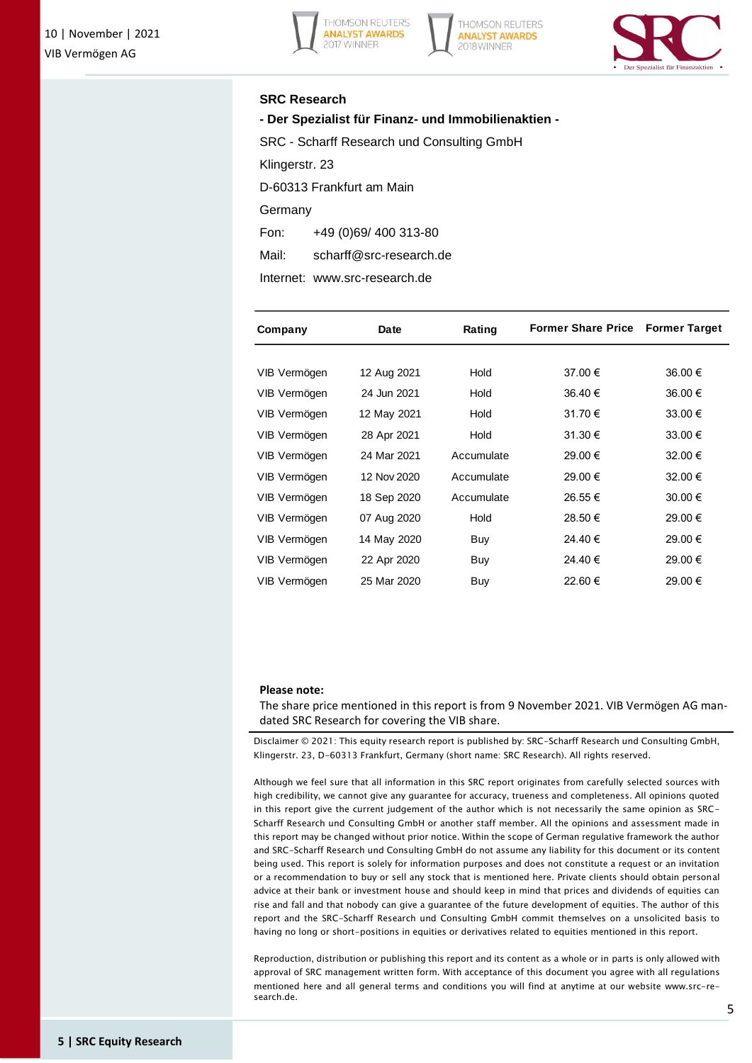**SRC Research**

**- Der Spezialist für Finanz- und Immobilienaktien -**

SRC - Scharff Research und Consulting GmbH

Klingerstr. 23

D-60313 Frankfurt am Main

Germany

Fon: +49 (0)69/ 400 313-80

Mail: scharff@src-research.de

Internet: www.src-research.de

| Company | Date | Rating | Former Share Price | Former Target |
|---|---|---|---|---|
| VIB Vermögen | 12 Aug 2021 | Hold | 37.00 € | 36.00 € |
| VIB Vermögen | 24 Jun 2021 | Hold | 36.40 € | 36.00 € |
| VIB Vermögen | 12 May 2021 | Hold | 31.70 € | 33.00 € |
| VIB Vermögen | 28 Apr 2021 | Hold | 31.30 € | 33.00 € |
| VIB Vermögen | 24 Mar 2021 | Accumulate | 29.00 € | 32.00 € |
| VIB Vermögen | 12 Nov 2020 | Accumulate | 29.00 € | 32.00 € |
| VIB Vermögen | 18 Sep 2020 | Accumulate | 26.55 € | 30.00 € |
| VIB Vermögen | 07 Aug 2020 | Hold | 28.50 € | 29.00 € |
| VIB Vermögen | 14 May 2020 | Buy | 24.40 € | 29.00 € |
| VIB Vermögen | 22 Apr 2020 | Buy | 24.40 € | 29.00 € |
| VIB Vermögen | 25 Mar 2020 | Buy | 22.60 € | 29.00 € |

**Please note:**

The share price mentioned in this report is from 9 November 2021. VIB Vermögen AG mandated SRC Research for covering the VIB share.

Disclaimer © 2021: This equity research report is published by: SRC-Scharff Research und Consulting GmbH, Klingerstr. 23, D-60313 Frankfurt, Germany (short name: SRC Research). All rights reserved.

Although we feel sure that all information in this SRC report originates from carefully selected sources with high credibility, we cannot give any guarantee for accuracy, trueness and completeness. All opinions quoted in this report give the current judgement of the author which is not necessarily the same opinion as SRC-Scharff Research und Consulting GmbH or another staff member. All the opinions and assessment made in this report may be changed without prior notice. Within the scope of German regulative framework the author and SRC-Scharff Research und Consulting GmbH do not assume any liability for this document or its content being used. This report is solely for information purposes and does not constitute a request or an invitation or a recommendation to buy or sell any stock that is mentioned here. Private clients should obtain personal advice at their bank or investment house and should keep in mind that prices and dividends of equities can rise and fall and that nobody can give a guarantee of the future development of equities. The author of this report and the SRC-Scharff Research und Consulting GmbH commit themselves on a unsolicited basis to having no long or short-positions in equities or derivatives related to equities mentioned in this report.

Reproduction, distribution or publishing this report and its content as a whole or in parts is only allowed with approval of SRC management written form. With acceptance of this document you agree with all regulations mentioned here and all general terms and conditions you will find at anytime at our website www.src-research.de.